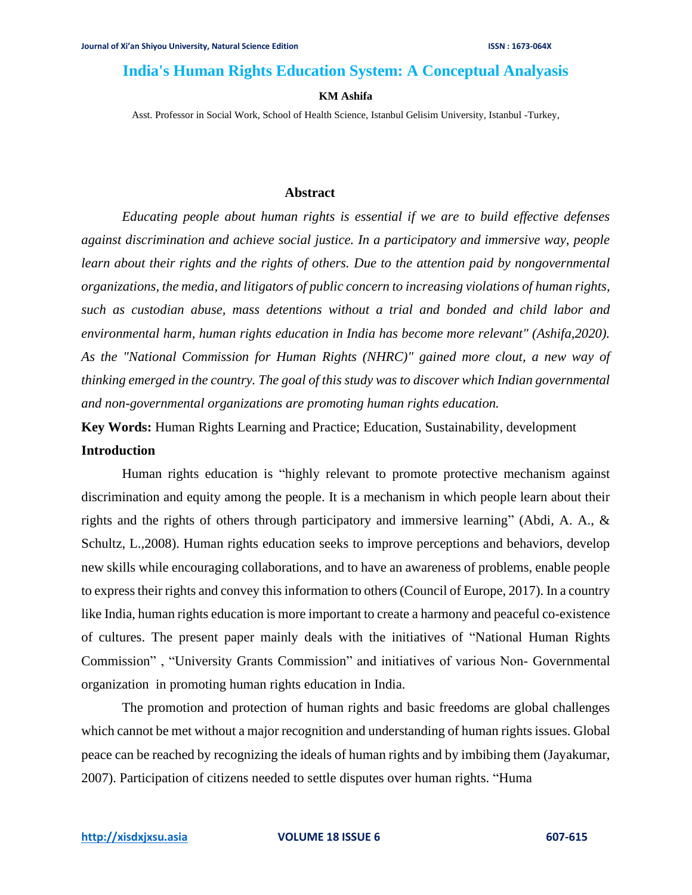# India's Human Rights Education System: A Conceptual Analyasis

**KM Ashifa**

Asst. Professor in Social Work, School of Health Science, Istanbul Gelisim University, Istanbul -Turkey,

## Abstract

*Educating people about human rights is essential if we are to build effective defenses against discrimination and achieve social justice. In a participatory and immersive way, people learn about their rights and the rights of others. Due to the attention paid by nongovernmental organizations, the media, and litigators of public concern to increasing violations of human rights, such as custodian abuse, mass detentions without a trial and bonded and child labor and environmental harm, human rights education in India has become more relevant" (Ashifa,2020). As the "National Commission for Human Rights (NHRC)" gained more clout, a new way of thinking emerged in the country. The goal of this study was to discover which Indian governmental and non-governmental organizations are promoting human rights education.*

**Key Words:** Human Rights Learning and Practice; Education, Sustainability, development

## Introduction

Human rights education is "highly relevant to promote protective mechanism against discrimination and equity among the people. It is a mechanism in which people learn about their rights and the rights of others through participatory and immersive learning" (Abdi, A. A., & Schultz, L.,2008). Human rights education seeks to improve perceptions and behaviors, develop new skills while encouraging collaborations, and to have an awareness of problems, enable people to express their rights and convey this information to others (Council of Europe, 2017). In a country like India, human rights education is more important to create a harmony and peaceful co-existence of cultures. The present paper mainly deals with the initiatives of "National Human Rights Commission" , "University Grants Commission" and initiatives of various Non- Governmental organization in promoting human rights education in India.

The promotion and protection of human rights and basic freedoms are global challenges which cannot be met without a major recognition and understanding of human rights issues. Global peace can be reached by recognizing the ideals of human rights and by imbibing them (Jayakumar, 2007). Participation of citizens needed to settle disputes over human rights. "Huma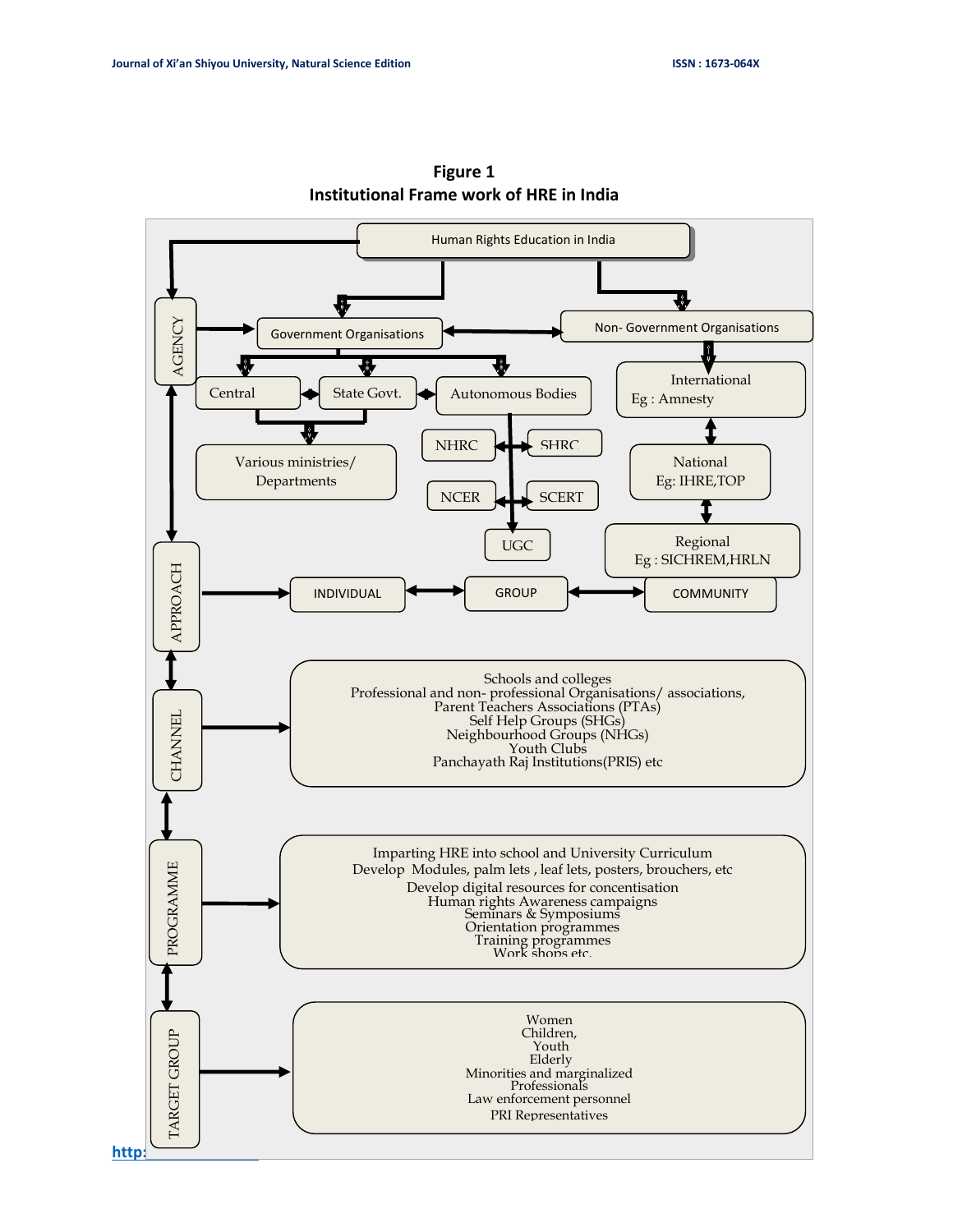**Figure 1**
**Institutional Frame work of HRE in India**

Human Rights Education in India

AGENCY

Government Organisations

Non- Government Organisations

Central

State Govt.

Autonomous Bodies

International
Eg : Amnesty

Various ministries/
Departments

NHRC

SHRC

National
Eg: IHRE,TOP

NCER

SCERT

UGC

Regional
Eg : SICHREM,HRLN

APPROACH

INDIVIDUAL

GROUP

COMMUNITY

CHANNEL

Schools and colleges
Professional and non- professional Organisations/ associations,
Parent Teachers Associations (PTAs)
Self Help Groups (SHGs)
Neighbourhood Groups (NHGs)
Youth Clubs
Panchayath Raj Institutions(PRIS) etc

PROGRAMME

Imparting HRE into school and University Curriculum
Develop Modules, palm lets , leaf lets, posters, brouchers, etc
Develop digital resources for concentisation
Human rights Awareness campaigns
Seminars & Symposiums
Orientation programmes
Training programmes
Work shops etc.

TARGET GROUP

Women
Children,
Youth
Elderly
Minorities and marginalized
Professionals
Law enforcement personnel
PRI Representatives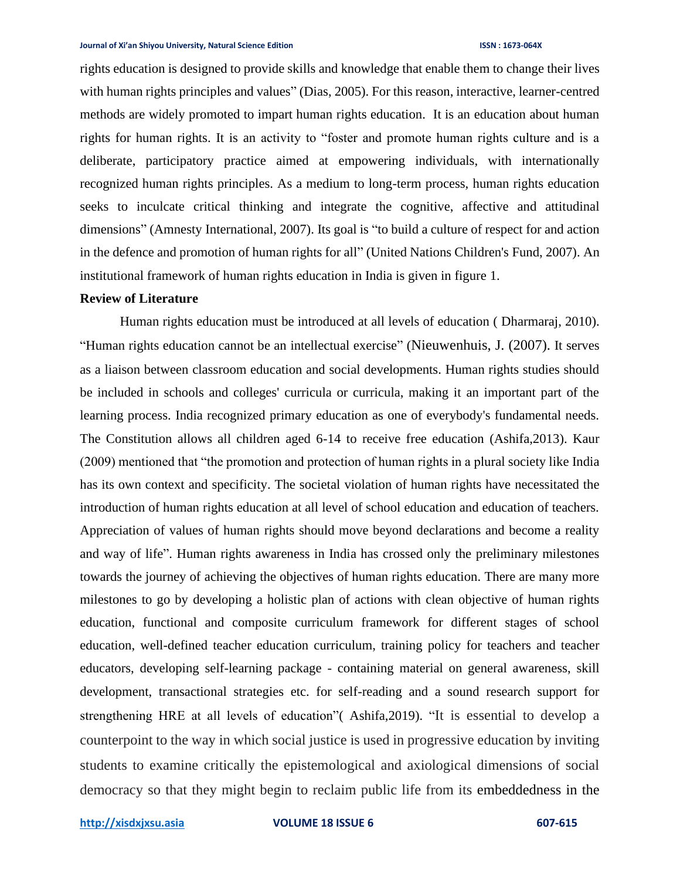rights education is designed to provide skills and knowledge that enable them to change their lives with human rights principles and values" (Dias, 2005). For this reason, interactive, learner-centred methods are widely promoted to impart human rights education. It is an education about human rights for human rights. It is an activity to "foster and promote human rights culture and is a deliberate, participatory practice aimed at empowering individuals, with internationally recognized human rights principles. As a medium to long-term process, human rights education seeks to inculcate critical thinking and integrate the cognitive, affective and attitudinal dimensions" (Amnesty International, 2007). Its goal is "to build a culture of respect for and action in the defence and promotion of human rights for all" (United Nations Children's Fund, 2007). An institutional framework of human rights education in India is given in figure 1.

**Review of Literature**

Human rights education must be introduced at all levels of education ( Dharmaraj, 2010). "Human rights education cannot be an intellectual exercise" (Nieuwenhuis, J. (2007). It serves as a liaison between classroom education and social developments. Human rights studies should be included in schools and colleges' curricula or curricula, making it an important part of the learning process. India recognized primary education as one of everybody's fundamental needs. The Constitution allows all children aged 6-14 to receive free education (Ashifa,2013). Kaur (2009) mentioned that "the promotion and protection of human rights in a plural society like India has its own context and specificity. The societal violation of human rights have necessitated the introduction of human rights education at all level of school education and education of teachers. Appreciation of values of human rights should move beyond declarations and become a reality and way of life". Human rights awareness in India has crossed only the preliminary milestones towards the journey of achieving the objectives of human rights education. There are many more milestones to go by developing a holistic plan of actions with clean objective of human rights education, functional and composite curriculum framework for different stages of school education, well-defined teacher education curriculum, training policy for teachers and teacher educators, developing self-learning package - containing material on general awareness, skill development, transactional strategies etc. for self-reading and a sound research support for strengthening HRE at all levels of education"( Ashifa,2019). "It is essential to develop a counterpoint to the way in which social justice is used in progressive education by inviting students to examine critically the epistemological and axiological dimensions of social democracy so that they might begin to reclaim public life from its embeddedness in the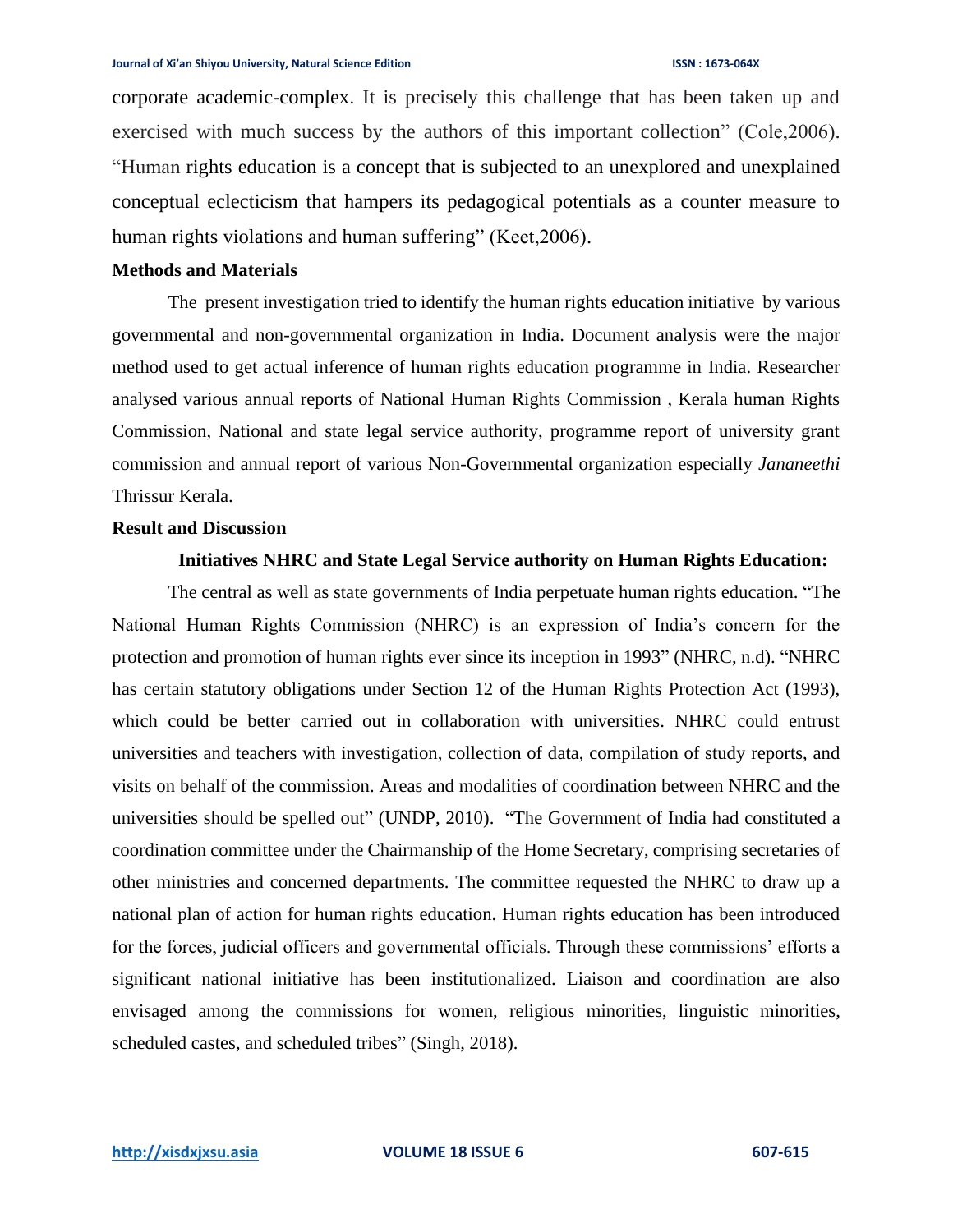corporate academic-complex. It is precisely this challenge that has been taken up and exercised with much success by the authors of this important collection" (Cole,2006). "Human rights education is a concept that is subjected to an unexplored and unexplained conceptual eclecticism that hampers its pedagogical potentials as a counter measure to human rights violations and human suffering" (Keet,2006).

## Methods and Materials

The present investigation tried to identify the human rights education initiative by various governmental and non-governmental organization in India. Document analysis were the major method used to get actual inference of human rights education programme in India. Researcher analysed various annual reports of National Human Rights Commission , Kerala human Rights Commission, National and state legal service authority, programme report of university grant commission and annual report of various Non-Governmental organization especially *Jananeethi* Thrissur Kerala.

## Result and Discussion

### Initiatives NHRC and State Legal Service authority on Human Rights Education:

The central as well as state governments of India perpetuate human rights education. "The National Human Rights Commission (NHRC) is an expression of India's concern for the protection and promotion of human rights ever since its inception in 1993" (NHRC, n.d). "NHRC has certain statutory obligations under Section 12 of the Human Rights Protection Act (1993), which could be better carried out in collaboration with universities. NHRC could entrust universities and teachers with investigation, collection of data, compilation of study reports, and visits on behalf of the commission. Areas and modalities of coordination between NHRC and the universities should be spelled out" (UNDP, 2010). "The Government of India had constituted a coordination committee under the Chairmanship of the Home Secretary, comprising secretaries of other ministries and concerned departments. The committee requested the NHRC to draw up a national plan of action for human rights education. Human rights education has been introduced for the forces, judicial officers and governmental officials. Through these commissions' efforts a significant national initiative has been institutionalized. Liaison and coordination are also envisaged among the commissions for women, religious minorities, linguistic minorities, scheduled castes, and scheduled tribes" (Singh, 2018).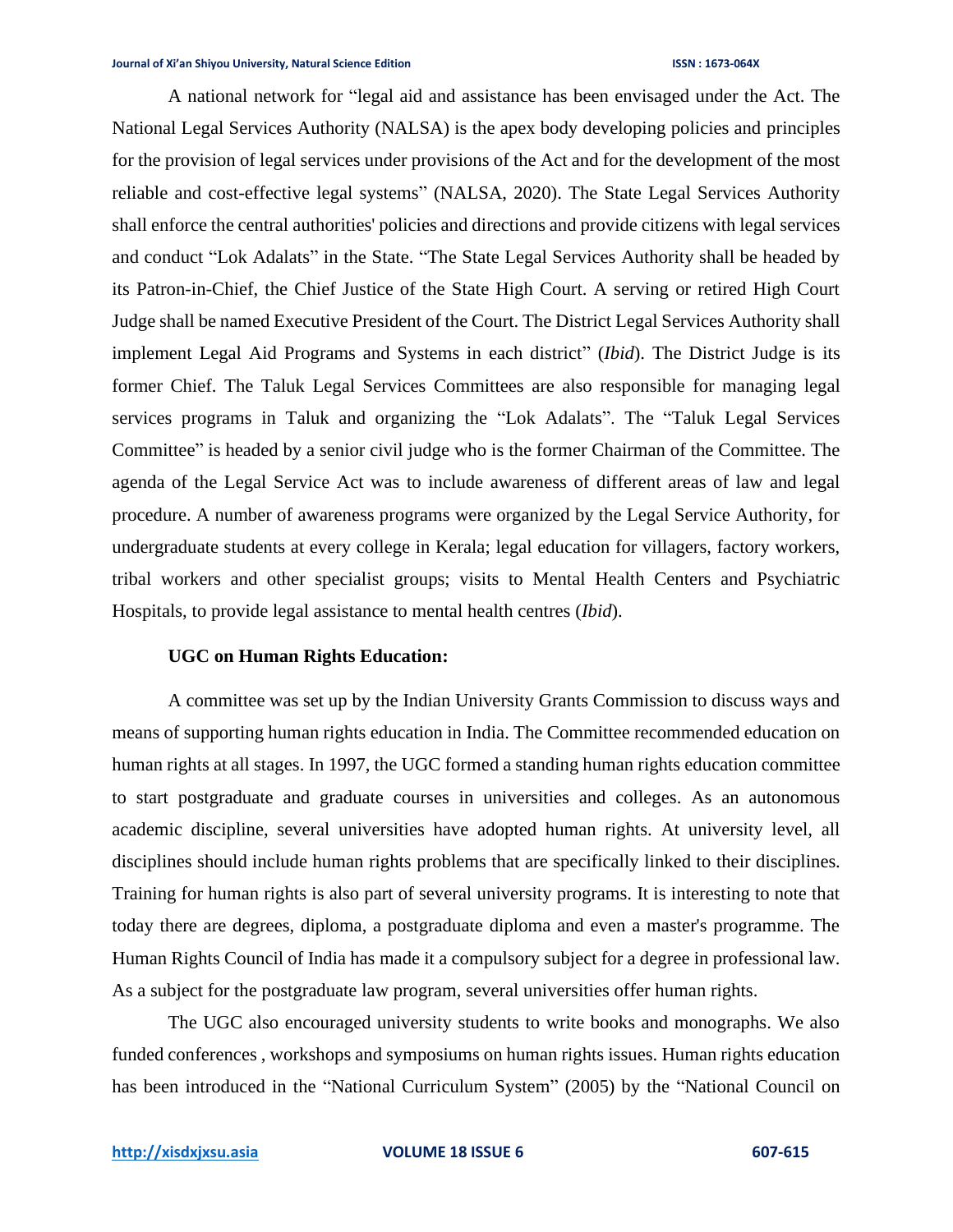A national network for "legal aid and assistance has been envisaged under the Act. The National Legal Services Authority (NALSA) is the apex body developing policies and principles for the provision of legal services under provisions of the Act and for the development of the most reliable and cost-effective legal systems" (NALSA, 2020). The State Legal Services Authority shall enforce the central authorities' policies and directions and provide citizens with legal services and conduct "Lok Adalats" in the State. "The State Legal Services Authority shall be headed by its Patron-in-Chief, the Chief Justice of the State High Court. A serving or retired High Court Judge shall be named Executive President of the Court. The District Legal Services Authority shall implement Legal Aid Programs and Systems in each district" (*Ibid*). The District Judge is its former Chief. The Taluk Legal Services Committees are also responsible for managing legal services programs in Taluk and organizing the "Lok Adalats". The "Taluk Legal Services Committee" is headed by a senior civil judge who is the former Chairman of the Committee. The agenda of the Legal Service Act was to include awareness of different areas of law and legal procedure. A number of awareness programs were organized by the Legal Service Authority, for undergraduate students at every college in Kerala; legal education for villagers, factory workers, tribal workers and other specialist groups; visits to Mental Health Centers and Psychiatric Hospitals, to provide legal assistance to mental health centres (*Ibid*).

**UGC on Human Rights Education:**

A committee was set up by the Indian University Grants Commission to discuss ways and means of supporting human rights education in India. The Committee recommended education on human rights at all stages. In 1997, the UGC formed a standing human rights education committee to start postgraduate and graduate courses in universities and colleges. As an autonomous academic discipline, several universities have adopted human rights. At university level, all disciplines should include human rights problems that are specifically linked to their disciplines. Training for human rights is also part of several university programs. It is interesting to note that today there are degrees, diploma, a postgraduate diploma and even a master's programme. The Human Rights Council of India has made it a compulsory subject for a degree in professional law. As a subject for the postgraduate law program, several universities offer human rights.

The UGC also encouraged university students to write books and monographs. We also funded conferences , workshops and symposiums on human rights issues. Human rights education has been introduced in the "National Curriculum System" (2005) by the "National Council on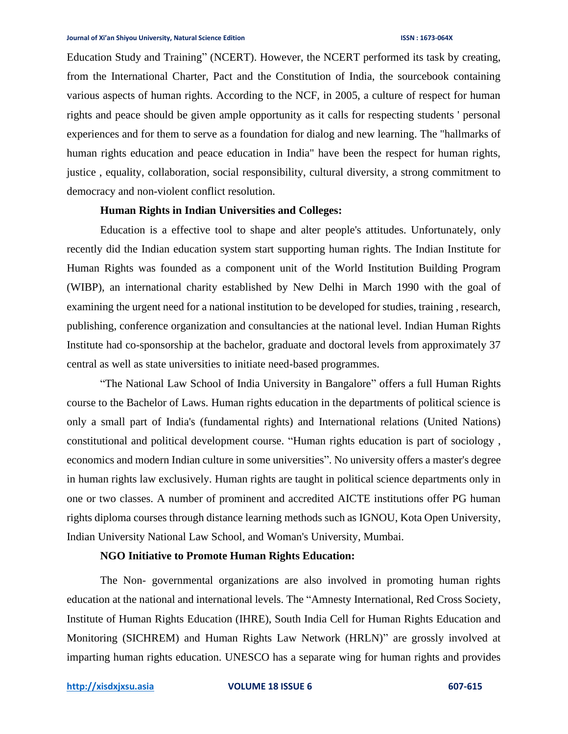Education Study and Training" (NCERT). However, the NCERT performed its task by creating, from the International Charter, Pact and the Constitution of India, the sourcebook containing various aspects of human rights. According to the NCF, in 2005, a culture of respect for human rights and peace should be given ample opportunity as it calls for respecting students ' personal experiences and for them to serve as a foundation for dialog and new learning. The "hallmarks of human rights education and peace education in India" have been the respect for human rights, justice , equality, collaboration, social responsibility, cultural diversity, a strong commitment to democracy and non-violent conflict resolution.

**Human Rights in Indian Universities and Colleges:**

Education is a effective tool to shape and alter people's attitudes. Unfortunately, only recently did the Indian education system start supporting human rights. The Indian Institute for Human Rights was founded as a component unit of the World Institution Building Program (WIBP), an international charity established by New Delhi in March 1990 with the goal of examining the urgent need for a national institution to be developed for studies, training , research, publishing, conference organization and consultancies at the national level. Indian Human Rights Institute had co-sponsorship at the bachelor, graduate and doctoral levels from approximately 37 central as well as state universities to initiate need-based programmes.

"The National Law School of India University in Bangalore" offers a full Human Rights course to the Bachelor of Laws. Human rights education in the departments of political science is only a small part of India's (fundamental rights) and International relations (United Nations) constitutional and political development course. "Human rights education is part of sociology , economics and modern Indian culture in some universities". No university offers a master's degree in human rights law exclusively. Human rights are taught in political science departments only in one or two classes. A number of prominent and accredited AICTE institutions offer PG human rights diploma courses through distance learning methods such as IGNOU, Kota Open University, Indian University National Law School, and Woman's University, Mumbai.

**NGO Initiative to Promote Human Rights Education:**

The Non- governmental organizations are also involved in promoting human rights education at the national and international levels. The "Amnesty International, Red Cross Society, Institute of Human Rights Education (IHRE), South India Cell for Human Rights Education and Monitoring (SICHREM) and Human Rights Law Network (HRLN)" are grossly involved at imparting human rights education. UNESCO has a separate wing for human rights and provides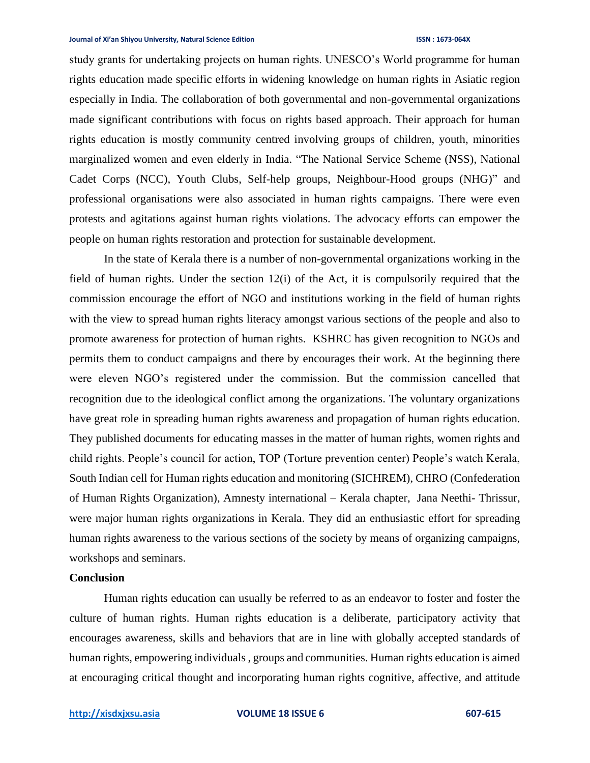study grants for undertaking projects on human rights. UNESCO's World programme for human rights education made specific efforts in widening knowledge on human rights in Asiatic region especially in India. The collaboration of both governmental and non-governmental organizations made significant contributions with focus on rights based approach. Their approach for human rights education is mostly community centred involving groups of children, youth, minorities marginalized women and even elderly in India. "The National Service Scheme (NSS), National Cadet Corps (NCC), Youth Clubs, Self-help groups, Neighbour-Hood groups (NHG)" and professional organisations were also associated in human rights campaigns. There were even protests and agitations against human rights violations. The advocacy efforts can empower the people on human rights restoration and protection for sustainable development.

In the state of Kerala there is a number of non-governmental organizations working in the field of human rights. Under the section 12(i) of the Act, it is compulsorily required that the commission encourage the effort of NGO and institutions working in the field of human rights with the view to spread human rights literacy amongst various sections of the people and also to promote awareness for protection of human rights. KSHRC has given recognition to NGOs and permits them to conduct campaigns and there by encourages their work. At the beginning there were eleven NGO's registered under the commission. But the commission cancelled that recognition due to the ideological conflict among the organizations. The voluntary organizations have great role in spreading human rights awareness and propagation of human rights education. They published documents for educating masses in the matter of human rights, women rights and child rights. People's council for action, TOP (Torture prevention center) People's watch Kerala, South Indian cell for Human rights education and monitoring (SICHREM), CHRO (Confederation of Human Rights Organization), Amnesty international – Kerala chapter, Jana Neethi- Thrissur, were major human rights organizations in Kerala. They did an enthusiastic effort for spreading human rights awareness to the various sections of the society by means of organizing campaigns, workshops and seminars.

## Conclusion

Human rights education can usually be referred to as an endeavor to foster and foster the culture of human rights. Human rights education is a deliberate, participatory activity that encourages awareness, skills and behaviors that are in line with globally accepted standards of human rights, empowering individuals , groups and communities. Human rights education is aimed at encouraging critical thought and incorporating human rights cognitive, affective, and attitude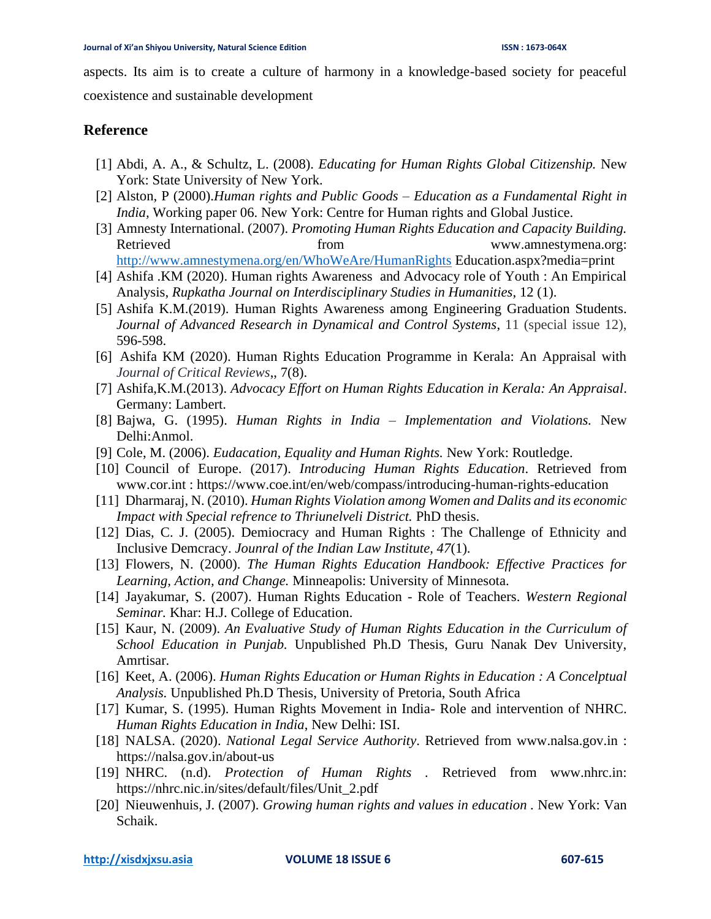aspects. Its aim is to create a culture of harmony in a knowledge-based society for peaceful coexistence and sustainable development

## Reference

[1] Abdi, A. A., & Schultz, L. (2008). *Educating for Human Rights Global Citizenship.* New York: State University of New York.

[2] Alston, P (2000).*Human rights and Public Goods – Education as a Fundamental Right in India*, Working paper 06. New York: Centre for Human rights and Global Justice.

[3] Amnesty International. (2007). *Promoting Human Rights Education and Capacity Building.* Retrieved from www.amnestymena.org: http://www.amnestymena.org/en/WhoWeAre/HumanRights Education.aspx?media=print

[4] Ashifa .KM (2020). Human rights Awareness and Advocacy role of Youth : An Empirical Analysis, *Rupkatha Journal on Interdisciplinary Studies in Humanities*, 12 (1).

[5] Ashifa K.M.(2019). Human Rights Awareness among Engineering Graduation Students. *Journal of Advanced Research in Dynamical and Control Systems*, 11 (special issue 12), 596-598.

[6] Ashifa KM (2020). Human Rights Education Programme in Kerala: An Appraisal with *Journal of Critical Reviews*,, 7(8).

[7] Ashifa,K.M.(2013). *Advocacy Effort on Human Rights Education in Kerala: An Appraisal*. Germany: Lambert.

[8] Bajwa, G. (1995). *Human Rights in India – Implementation and Violations.* New Delhi:Anmol.

[9] Cole, M. (2006). *Eudacation, Equality and Human Rights.* New York: Routledge.

[10] Council of Europe. (2017). *Introducing Human Rights Education*. Retrieved from www.cor.int : https://www.coe.int/en/web/compass/introducing-human-rights-education

[11] Dharmaraj, N. (2010). *Human Rights Violation among Women and Dalits and its economic Impact with Special refrence to Thriunelveli District.* PhD thesis.

[12] Dias, C. J. (2005). Demiocracy and Human Rights : The Challenge of Ethnicity and Inclusive Demcracy. *Jounral of the Indian Law Institute, 47*(1).

[13] Flowers, N. (2000). *The Human Rights Education Handbook: Effective Practices for Learning, Action, and Change.* Minneapolis: University of Minnesota.

[14] Jayakumar, S. (2007). Human Rights Education - Role of Teachers. *Western Regional Seminar.* Khar: H.J. College of Education.

[15] Kaur, N. (2009). *An Evaluative Study of Human Rights Education in the Curriculum of School Education in Punjab.* Unpublished Ph.D Thesis, Guru Nanak Dev University, Amrtisar.

[16] Keet, A. (2006). *Human Rights Education or Human Rights in Education : A Concelptual Analysis.* Unpublished Ph.D Thesis, University of Pretoria, South Africa

[17] Kumar, S. (1995). Human Rights Movement in India- Role and intervention of NHRC. *Human Rights Education in India*, New Delhi: ISI.

[18] NALSA. (2020). *National Legal Service Authority*. Retrieved from www.nalsa.gov.in : https://nalsa.gov.in/about-us

[19] NHRC. (n.d). *Protection of Human Rights* . Retrieved from www.nhrc.in: https://nhrc.nic.in/sites/default/files/Unit_2.pdf

[20] Nieuwenhuis, J. (2007). *Growing human rights and values in education* . New York: Van Schaik.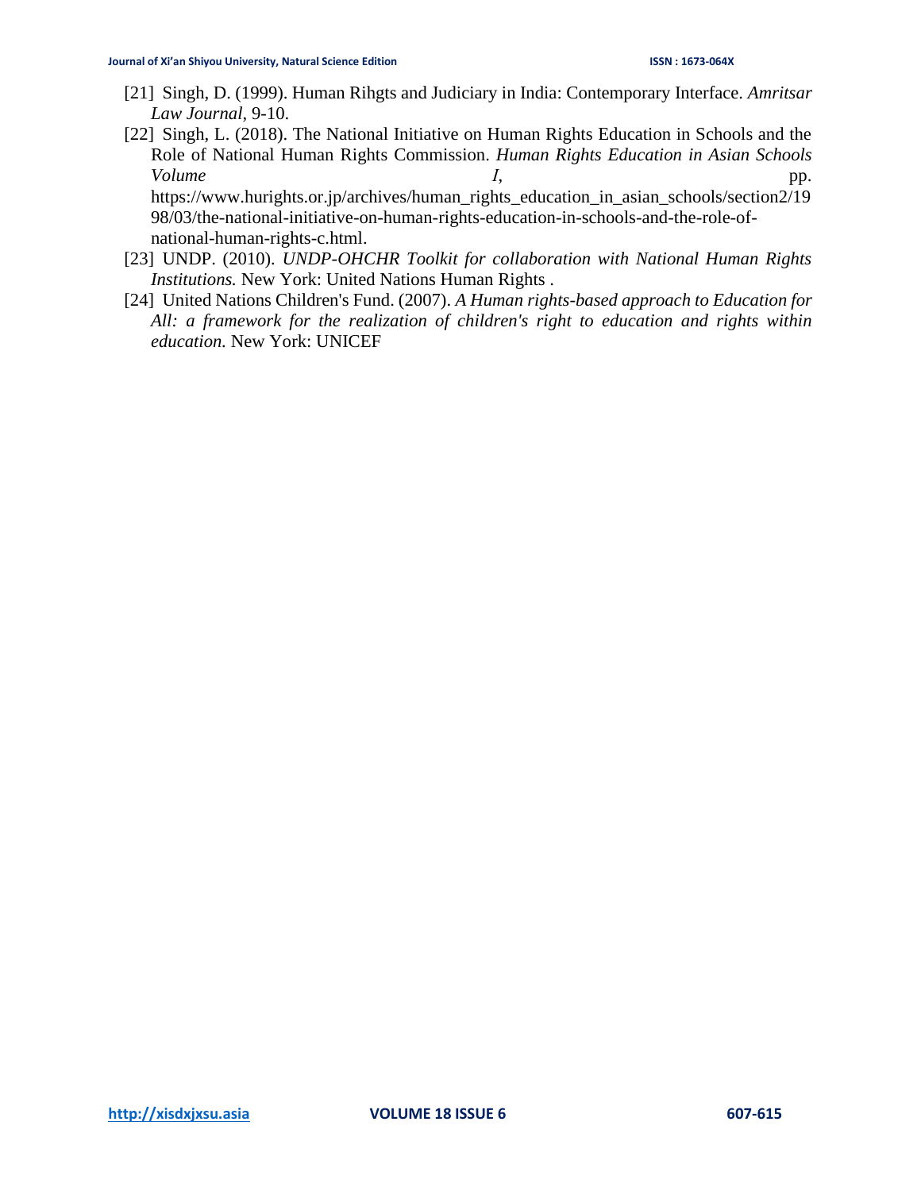[21] Singh, D. (1999). Human Rihgts and Judiciary in India: Contemporary Interface. *Amritsar Law Journal*, 9-10.

[22] Singh, L. (2018). The National Initiative on Human Rights Education in Schools and the Role of National Human Rights Commission. *Human Rights Education in Asian Schools Volume I*, pp. https://www.hurights.or.jp/archives/human_rights_education_in_asian_schools/section2/1998/03/the-national-initiative-on-human-rights-education-in-schools-and-the-role-of-national-human-rights-c.html.

[23] UNDP. (2010). *UNDP-OHCHR Toolkit for collaboration with National Human Rights Institutions.* New York: United Nations Human Rights .

[24] United Nations Children's Fund. (2007). *A Human rights-based approach to Education for All: a framework for the realization of children's right to education and rights within education.* New York: UNICEF